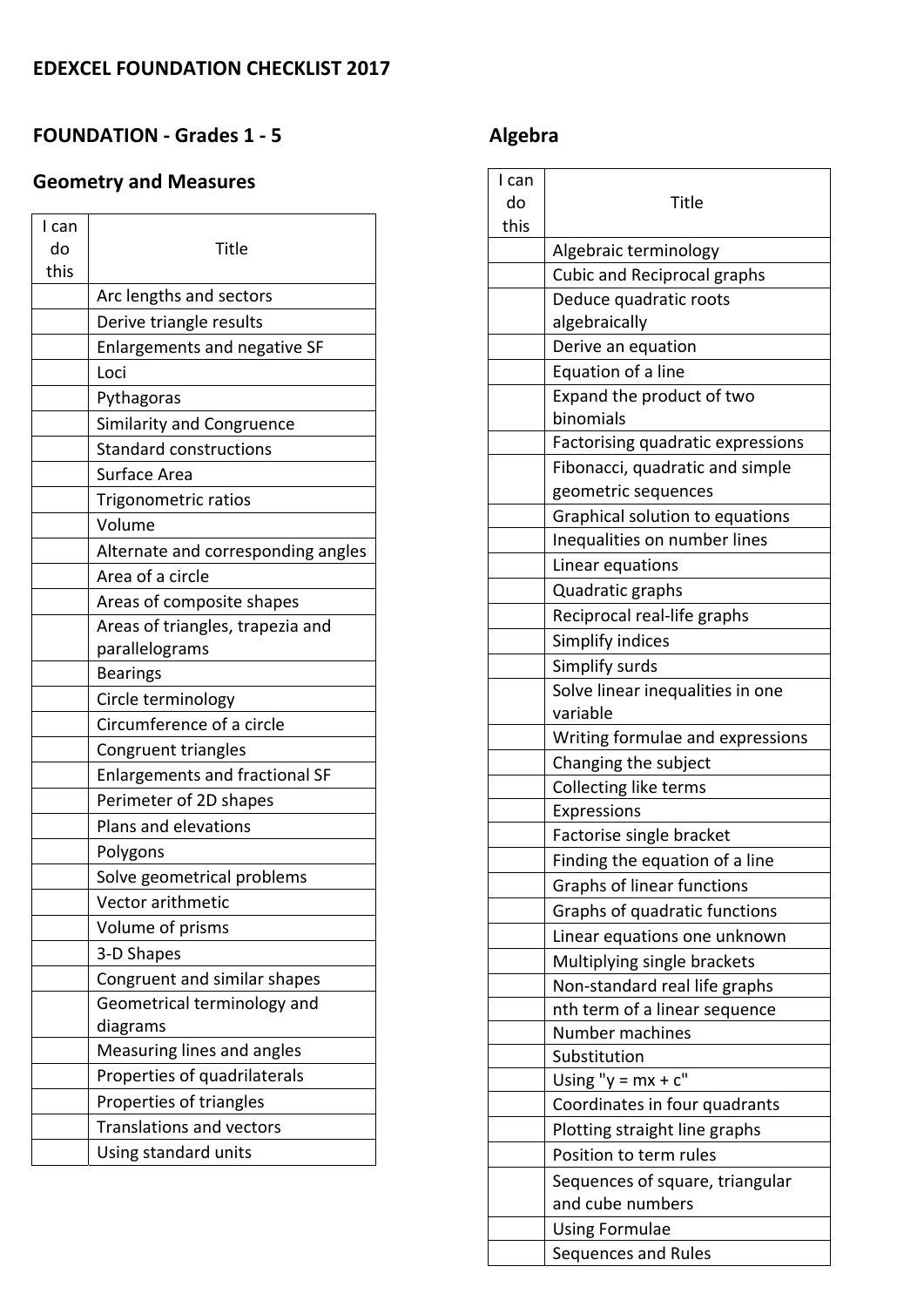**EDEXCEL FOUNDATION CHECKLIST 2017**

## FOUNDATION - Grades 1 - 5

### Geometry and Measures

| I can do this | Title |
|---|---|
| | Arc lengths and sectors |
| | Derive triangle results |
| | Enlargements and negative SF |
| | Loci |
| | Pythagoras |
| | Similarity and Congruence |
| | Standard constructions |
| | Surface Area |
| | Trigonometric ratios |
| | Volume |
| | Alternate and corresponding angles |
| | Area of a circle |
| | Areas of composite shapes |
| | Areas of triangles, trapezia and parallelograms |
| | Bearings |
| | Circle terminology |
| | Circumference of a circle |
| | Congruent triangles |
| | Enlargements and fractional SF |
| | Perimeter of 2D shapes |
| | Plans and elevations |
| | Polygons |
| | Solve geometrical problems |
| | Vector arithmetic |
| | Volume of prisms |
| | 3-D Shapes |
| | Congruent and similar shapes |
| | Geometrical terminology and diagrams |
| | Measuring lines and angles |
| | Properties of quadrilaterals |
| | Properties of triangles |
| | Translations and vectors |
| | Using standard units |

### Algebra

| I can do this | Title |
|---|---|
| | Algebraic terminology |
| | Cubic and Reciprocal graphs |
| | Deduce quadratic roots algebraically |
| | Derive an equation |
| | Equation of a line |
| | Expand the product of two binomials |
| | Factorising quadratic expressions |
| | Fibonacci, quadratic and simple geometric sequences |
| | Graphical solution to equations |
| | Inequalities on number lines |
| | Linear equations |
| | Quadratic graphs |
| | Reciprocal real-life graphs |
| | Simplify indices |
| | Simplify surds |
| | Solve linear inequalities in one variable |
| | Writing formulae and expressions |
| | Changing the subject |
| | Collecting like terms |
| | Expressions |
| | Factorise single bracket |
| | Finding the equation of a line |
| | Graphs of linear functions |
| | Graphs of quadratic functions |
| | Linear equations one unknown |
| | Multiplying single brackets |
| | Non-standard real life graphs |
| | nth term of a linear sequence |
| | Number machines |
| | Substitution |
| | Using "y = mx + c" |
| | Coordinates in four quadrants |
| | Plotting straight line graphs |
| | Position to term rules |
| | Sequences of square, triangular and cube numbers |
| | Using Formulae |
| | Sequences and Rules |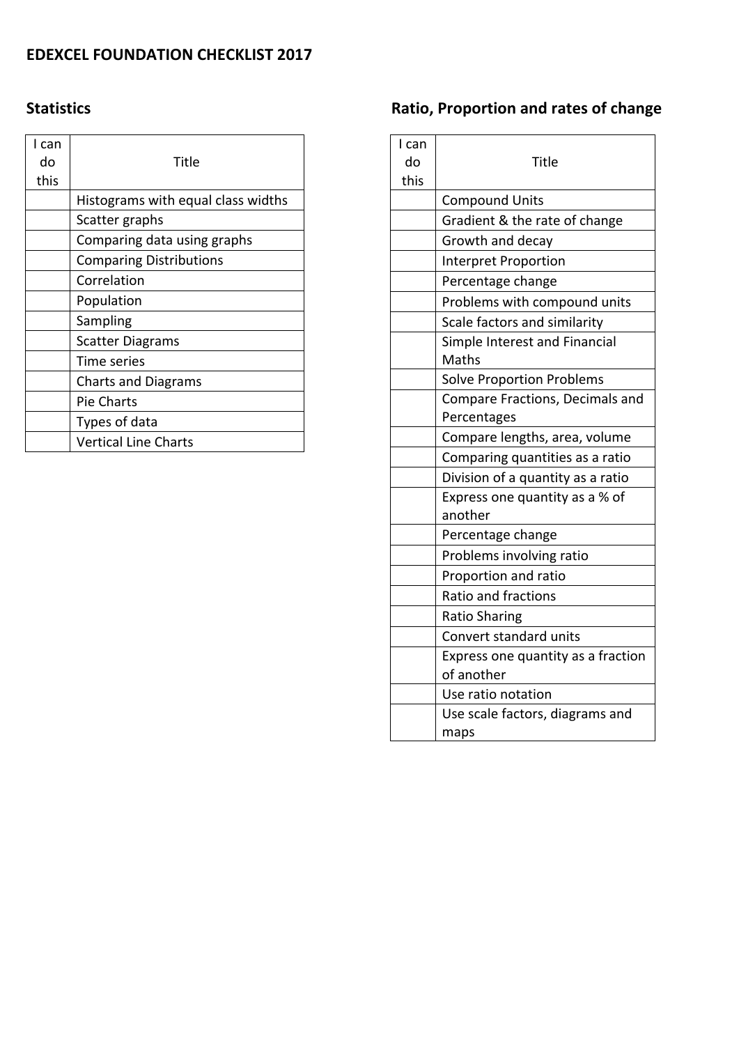# EDEXCEL FOUNDATION CHECKLIST 2017

## Statistics

| I can do this | Title |
| --- | --- |
| | Histograms with equal class widths |
| | Scatter graphs |
| | Comparing data using graphs |
| | Comparing Distributions |
| | Correlation |
| | Population |
| | Sampling |
| | Scatter Diagrams |
| | Time series |
| | Charts and Diagrams |
| | Pie Charts |
| | Types of data |
| | Vertical Line Charts |

## Ratio, Proportion and rates of change

| I can do this | Title |
| --- | --- |
| | Compound Units |
| | Gradient & the rate of change |
| | Growth and decay |
| | Interpret Proportion |
| | Percentage change |
| | Problems with compound units |
| | Scale factors and similarity |
| | Simple Interest and Financial Maths |
| | Solve Proportion Problems |
| | Compare Fractions, Decimals and Percentages |
| | Compare lengths, area, volume |
| | Comparing quantities as a ratio |
| | Division of a quantity as a ratio |
| | Express one quantity as a % of another |
| | Percentage change |
| | Problems involving ratio |
| | Proportion and ratio |
| | Ratio and fractions |
| | Ratio Sharing |
| | Convert standard units |
| | Express one quantity as a fraction of another |
| | Use ratio notation |
| | Use scale factors, diagrams and maps |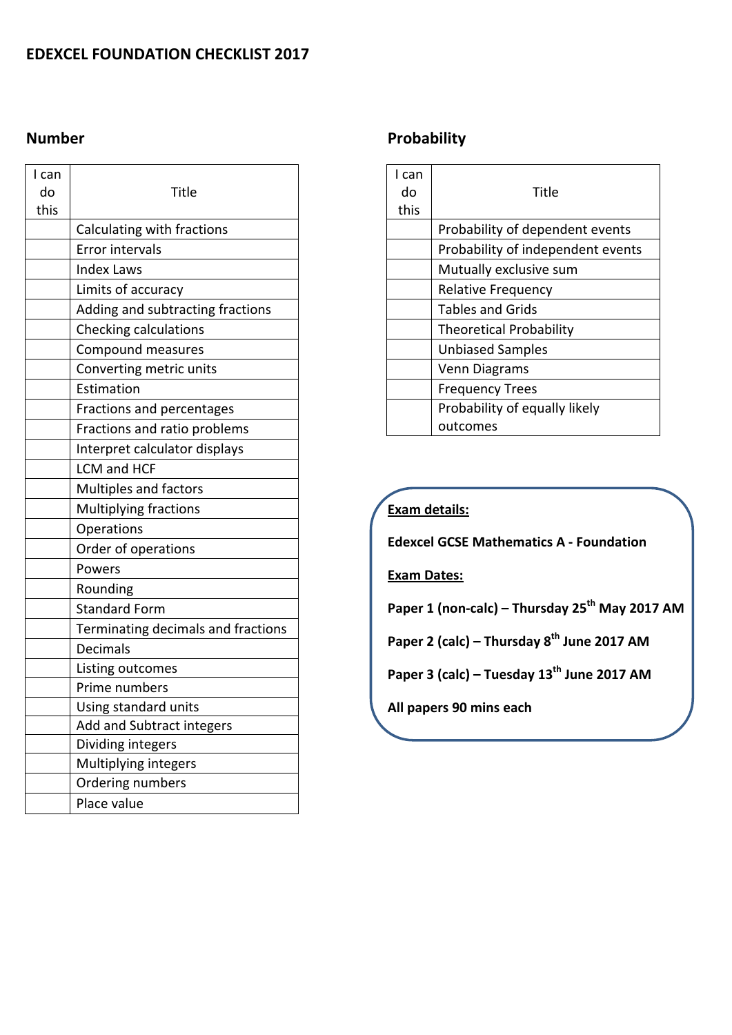**EDEXCEL FOUNDATION CHECKLIST 2017**

## Number

| I can do this | Title |
|---|---|
| | Calculating with fractions |
| | Error intervals |
| | Index Laws |
| | Limits of accuracy |
| | Adding and subtracting fractions |
| | Checking calculations |
| | Compound measures |
| | Converting metric units |
| | Estimation |
| | Fractions and percentages |
| | Fractions and ratio problems |
| | Interpret calculator displays |
| | LCM and HCF |
| | Multiples and factors |
| | Multiplying fractions |
| | Operations |
| | Order of operations |
| | Powers |
| | Rounding |
| | Standard Form |
| | Terminating decimals and fractions |
| | Decimals |
| | Listing outcomes |
| | Prime numbers |
| | Using standard units |
| | Add and Subtract integers |
| | Dividing integers |
| | Multiplying integers |
| | Ordering numbers |
| | Place value |

## Probability

| I can do this | Title |
|---|---|
| | Probability of dependent events |
| | Probability of independent events |
| | Mutually exclusive sum |
| | Relative Frequency |
| | Tables and Grids |
| | Theoretical Probability |
| | Unbiased Samples |
| | Venn Diagrams |
| | Frequency Trees |
| | Probability of equally likely outcomes |

**Exam details:**

**Edexcel GCSE Mathematics A - Foundation**

**Exam Dates:**

**Paper 1 (non-calc) – Thursday 25th May 2017 AM**

**Paper 2 (calc) – Thursday 8th June 2017 AM**

**Paper 3 (calc) – Tuesday 13th June 2017 AM**

**All papers 90 mins each**